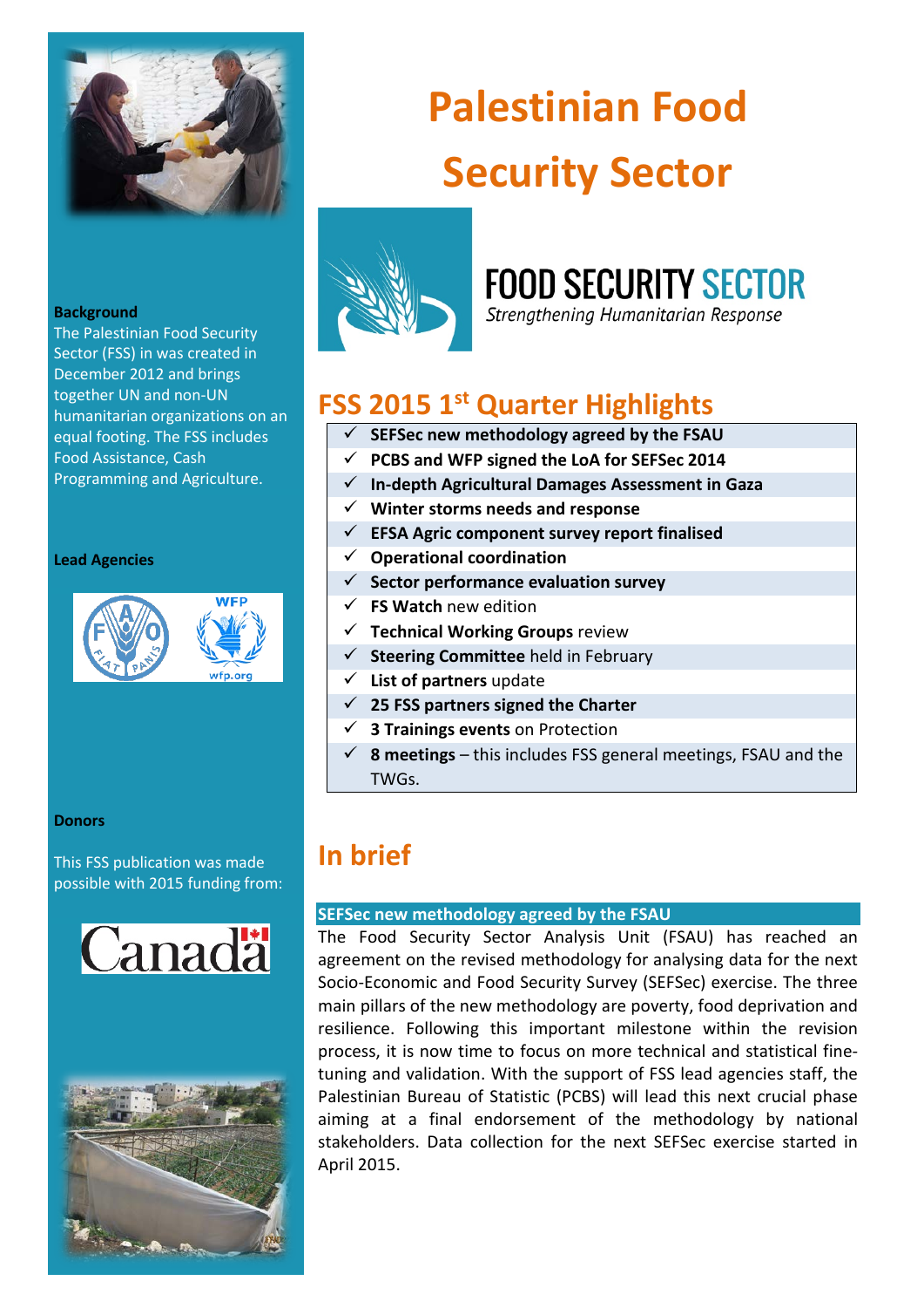# Palestinian Food Security Sector

FOOD SECURITY SECTOR
*Strengthening Humanitarian Response*

**Background**
The Palestinian Food Security Sector (FSS) in was created in December 2012 and brings together UN and non-UN humanitarian organizations on an equal footing. The FSS includes Food Assistance, Cash Programming and Agriculture.

**Lead Agencies**

**Donors**

This FSS publication was made possible with 2015 funding from:

Canada

## FSS 2015 1st Quarter Highlights

- ✓ **SEFSec new methodology agreed by the FSAU**
- ✓ **PCBS and WFP signed the LoA for SEFSec 2014**
- ✓ **In-depth Agricultural Damages Assessment in Gaza**
- ✓ **Winter storms needs and response**
- ✓ **EFSA Agric component survey report finalised**
- ✓ **Operational coordination**
- ✓ **Sector performance evaluation survey**
- ✓ **FS Watch** new edition
- ✓ **Technical Working Groups** review
- ✓ **Steering Committee** held in February
- ✓ **List of partners** update
- ✓ **25 FSS partners signed the Charter**
- ✓ **3 Trainings events** on Protection
- ✓ **8 meetings** – this includes FSS general meetings, FSAU and the TWGs.

## In brief

**SEFSec new methodology agreed by the FSAU**

The Food Security Sector Analysis Unit (FSAU) has reached an agreement on the revised methodology for analysing data for the next Socio-Economic and Food Security Survey (SEFSec) exercise. The three main pillars of the new methodology are poverty, food deprivation and resilience. Following this important milestone within the revision process, it is now time to focus on more technical and statistical fine-tuning and validation. With the support of FSS lead agencies staff, the Palestinian Bureau of Statistic (PCBS) will lead this next crucial phase aiming at a final endorsement of the methodology by national stakeholders. Data collection for the next SEFSec exercise started in April 2015.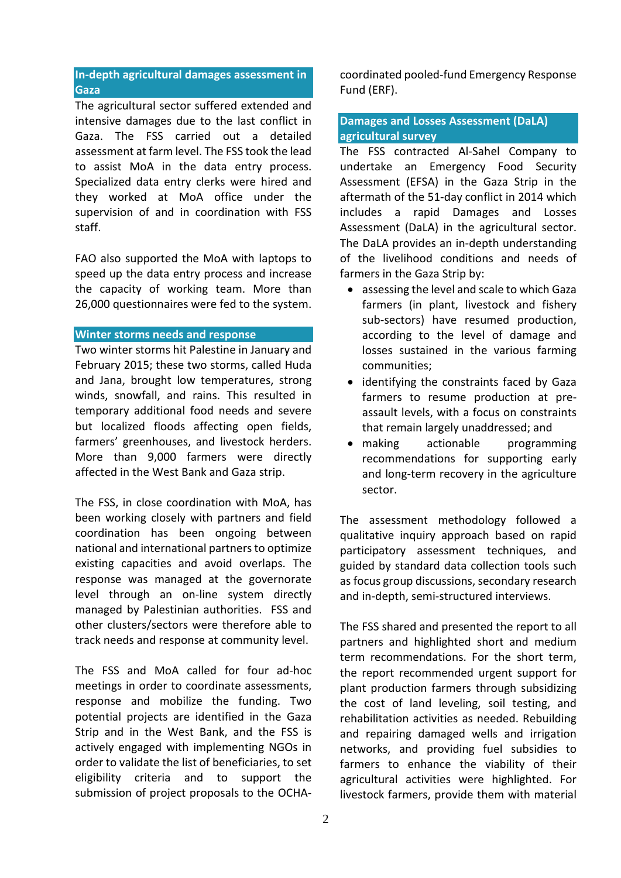## In-depth agricultural damages assessment in Gaza

The agricultural sector suffered extended and intensive damages due to the last conflict in Gaza. The FSS carried out a detailed assessment at farm level. The FSS took the lead to assist MoA in the data entry process. Specialized data entry clerks were hired and they worked at MoA office under the supervision of and in coordination with FSS staff.

FAO also supported the MoA with laptops to speed up the data entry process and increase the capacity of working team. More than 26,000 questionnaires were fed to the system.

## Winter storms needs and response

Two winter storms hit Palestine in January and February 2015; these two storms, called Huda and Jana, brought low temperatures, strong winds, snowfall, and rains. This resulted in temporary additional food needs and severe but localized floods affecting open fields, farmers' greenhouses, and livestock herders. More than 9,000 farmers were directly affected in the West Bank and Gaza strip.

The FSS, in close coordination with MoA, has been working closely with partners and field coordination has been ongoing between national and international partners to optimize existing capacities and avoid overlaps. The response was managed at the governorate level through an on-line system directly managed by Palestinian authorities. FSS and other clusters/sectors were therefore able to track needs and response at community level.

The FSS and MoA called for four ad-hoc meetings in order to coordinate assessments, response and mobilize the funding. Two potential projects are identified in the Gaza Strip and in the West Bank, and the FSS is actively engaged with implementing NGOs in order to validate the list of beneficiaries, to set eligibility criteria and to support the submission of project proposals to the OCHA-coordinated pooled-fund Emergency Response Fund (ERF).

## Damages and Losses Assessment (DaLA) agricultural survey

The FSS contracted Al-Sahel Company to undertake an Emergency Food Security Assessment (EFSA) in the Gaza Strip in the aftermath of the 51-day conflict in 2014 which includes a rapid Damages and Losses Assessment (DaLA) in the agricultural sector. The DaLA provides an in-depth understanding of the livelihood conditions and needs of farmers in the Gaza Strip by:

- assessing the level and scale to which Gaza farmers (in plant, livestock and fishery sub-sectors) have resumed production, according to the level of damage and losses sustained in the various farming communities;
- identifying the constraints faced by Gaza farmers to resume production at pre-assault levels, with a focus on constraints that remain largely unaddressed; and
- making actionable programming recommendations for supporting early and long-term recovery in the agriculture sector.

The assessment methodology followed a qualitative inquiry approach based on rapid participatory assessment techniques, and guided by standard data collection tools such as focus group discussions, secondary research and in-depth, semi-structured interviews.

The FSS shared and presented the report to all partners and highlighted short and medium term recommendations. For the short term, the report recommended urgent support for plant production farmers through subsidizing the cost of land leveling, soil testing, and rehabilitation activities as needed. Rebuilding and repairing damaged wells and irrigation networks, and providing fuel subsidies to farmers to enhance the viability of their agricultural activities were highlighted. For livestock farmers, provide them with material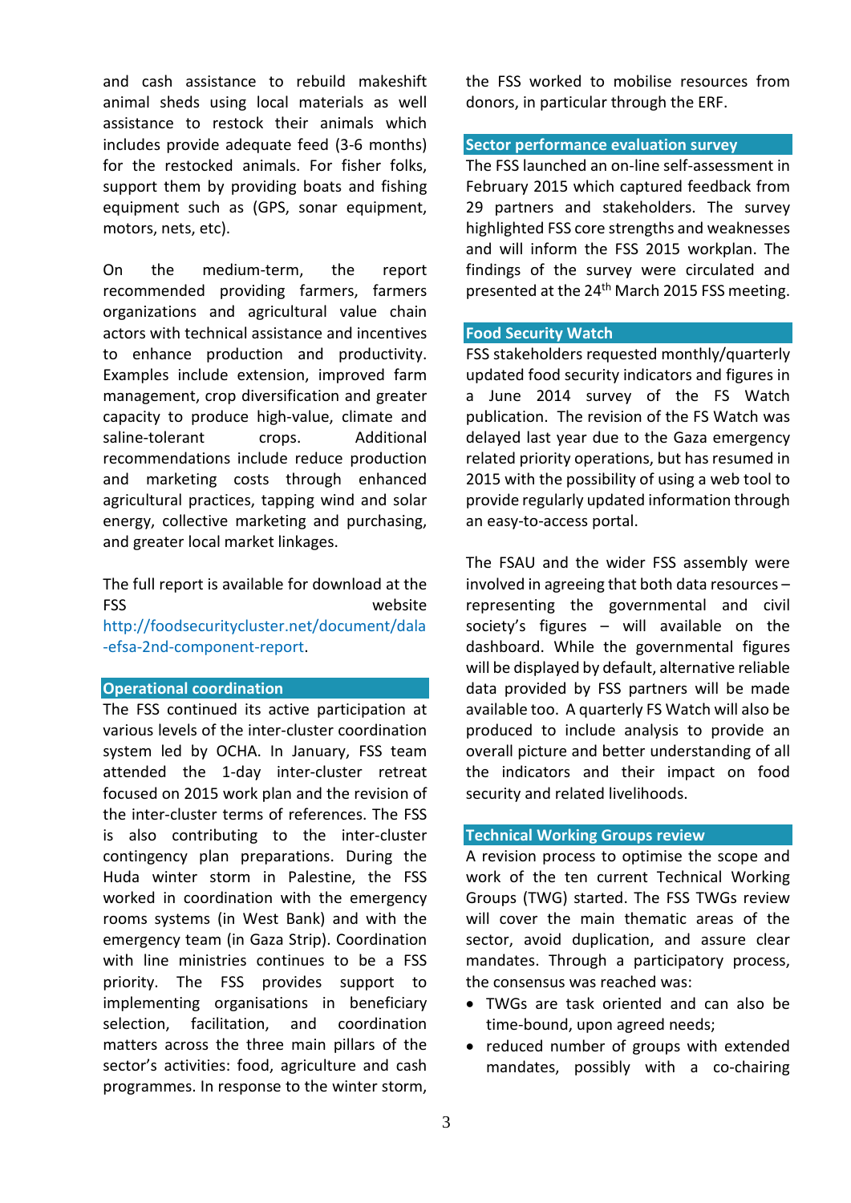and cash assistance to rebuild makeshift animal sheds using local materials as well assistance to restock their animals which includes provide adequate feed (3-6 months) for the restocked animals. For fisher folks, support them by providing boats and fishing equipment such as (GPS, sonar equipment, motors, nets, etc).

On the medium-term, the report recommended providing farmers, farmers organizations and agricultural value chain actors with technical assistance and incentives to enhance production and productivity. Examples include extension, improved farm management, crop diversification and greater capacity to produce high-value, climate and saline-tolerant crops. Additional recommendations include reduce production and marketing costs through enhanced agricultural practices, tapping wind and solar energy, collective marketing and purchasing, and greater local market linkages.

The full report is available for download at the FSS website http://foodsecuritycluster.net/document/dala-efsa-2nd-component-report.

## Operational coordination

The FSS continued its active participation at various levels of the inter-cluster coordination system led by OCHA. In January, FSS team attended the 1-day inter-cluster retreat focused on 2015 work plan and the revision of the inter-cluster terms of references. The FSS is also contributing to the inter-cluster contingency plan preparations. During the Huda winter storm in Palestine, the FSS worked in coordination with the emergency rooms systems (in West Bank) and with the emergency team (in Gaza Strip). Coordination with line ministries continues to be a FSS priority. The FSS provides support to implementing organisations in beneficiary selection, facilitation, and coordination matters across the three main pillars of the sector's activities: food, agriculture and cash programmes. In response to the winter storm, the FSS worked to mobilise resources from donors, in particular through the ERF.

## Sector performance evaluation survey

The FSS launched an on-line self-assessment in February 2015 which captured feedback from 29 partners and stakeholders. The survey highlighted FSS core strengths and weaknesses and will inform the FSS 2015 workplan. The findings of the survey were circulated and presented at the 24th March 2015 FSS meeting.

## Food Security Watch

FSS stakeholders requested monthly/quarterly updated food security indicators and figures in a June 2014 survey of the FS Watch publication. The revision of the FS Watch was delayed last year due to the Gaza emergency related priority operations, but has resumed in 2015 with the possibility of using a web tool to provide regularly updated information through an easy-to-access portal.

The FSAU and the wider FSS assembly were involved in agreeing that both data resources – representing the governmental and civil society's figures – will available on the dashboard. While the governmental figures will be displayed by default, alternative reliable data provided by FSS partners will be made available too. A quarterly FS Watch will also be produced to include analysis to provide an overall picture and better understanding of all the indicators and their impact on food security and related livelihoods.

## Technical Working Groups review

A revision process to optimise the scope and work of the ten current Technical Working Groups (TWG) started. The FSS TWGs review will cover the main thematic areas of the sector, avoid duplication, and assure clear mandates. Through a participatory process, the consensus was reached was:

- TWGs are task oriented and can also be time-bound, upon agreed needs;
- reduced number of groups with extended mandates, possibly with a co-chairing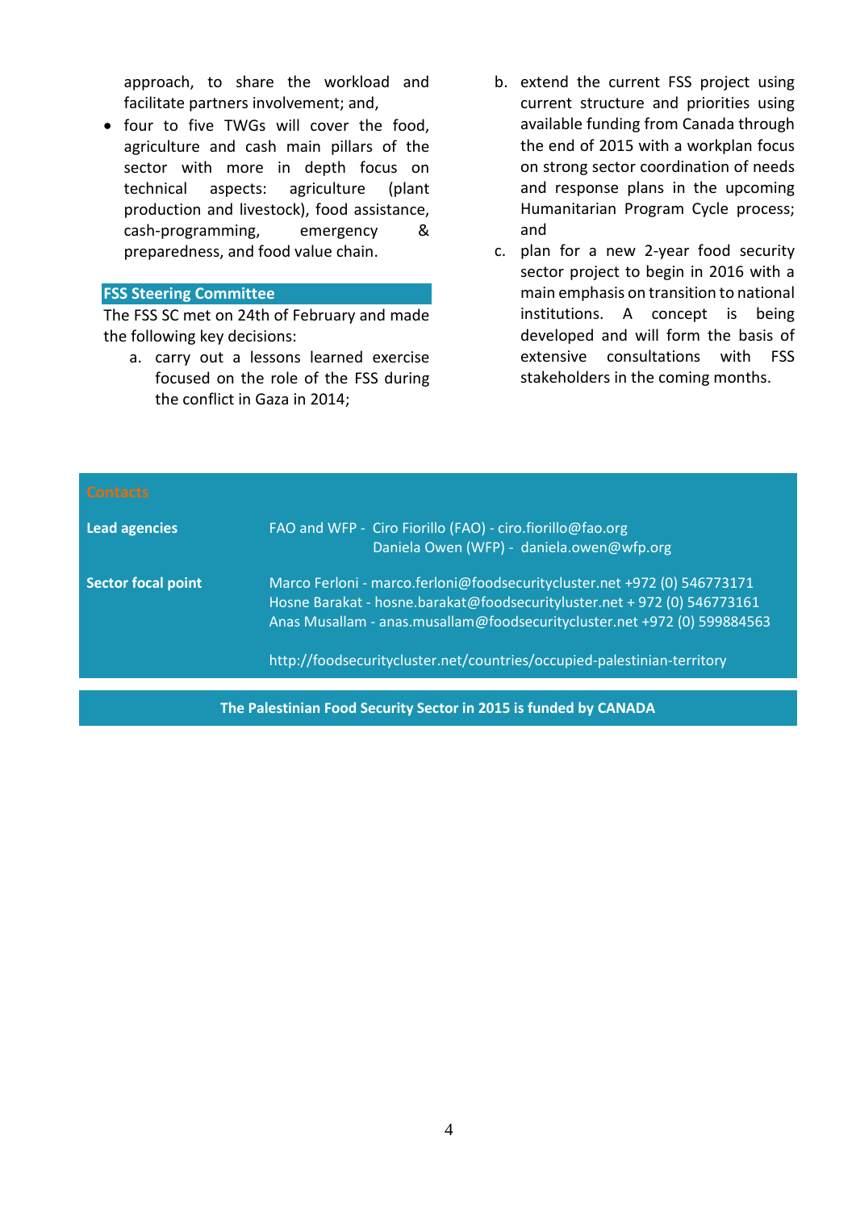approach, to share the workload and facilitate partners involvement; and,

- four to five TWGs will cover the food, agriculture and cash main pillars of the sector with more in depth focus on technical aspects: agriculture (plant production and livestock), food assistance, cash-programming, emergency & preparedness, and food value chain.

## FSS Steering Committee

The FSS SC met on 24th of February and made the following key decisions:

a. carry out a lessons learned exercise focused on the role of the FSS during the conflict in Gaza in 2014;
b. extend the current FSS project using current structure and priorities using available funding from Canada through the end of 2015 with a workplan focus on strong sector coordination of needs and response plans in the upcoming Humanitarian Program Cycle process; and
c. plan for a new 2-year food security sector project to begin in 2016 with a main emphasis on transition to national institutions. A concept is being developed and will form the basis of extensive consultations with FSS stakeholders in the coming months.

## Contacts

| | |
|---|---|
| **Lead agencies** | FAO and WFP - Ciro Fiorillo (FAO) - ciro.fiorillo@fao.org<br>Daniela Owen (WFP) - daniela.owen@wfp.org |
| **Sector focal point** | Marco Ferloni - marco.ferloni@foodsecuritycluster.net +972 (0) 546773171<br>Hosne Barakat - hosne.barakat@foodsecurityluster.net + 972 (0) 546773161<br>Anas Musallam - anas.musallam@foodsecuritycluster.net +972 (0) 599884563<br><br>http://foodsecuritycluster.net/countries/occupied-palestinian-territory |

**The Palestinian Food Security Sector in 2015 is funded by CANADA**